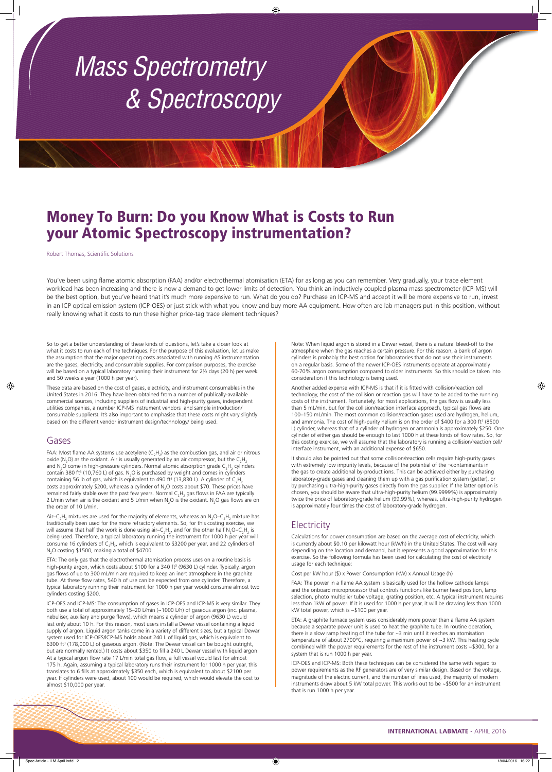// Mass Spectrometry & Spectroscopy

# Money To Burn: Do you Know What is Costs to Run your Atomic Spectroscopy instrumentation?

Robert Thomas, Scientific Solutions

You've been using flame atomic absorption (FAA) and/or electrothermal atomisation (ETA) for as long as you can remember. Very gradually, your trace element workload has been increasing and there is now a demand to get lower limits of detection. You think an inductively coupled plasma mass spectrometer (ICP-MS) will be the best option, but you've heard that it's much more expensive to run. What do you do? Purchase an ICP-MS and accept it will be more expensive to run, invest in an ICP optical emission system (ICP-OES) or just stick with what you know and buy more AA equipment. How often are lab managers put in this position, without really knowing what it costs to run these higher price-tag trace element techniques?

So to get a better understanding of these kinds of questions, let's take a closer look at what it costs to run each of the techniques. For the purpose of this evaluation, let us make the assumption that the major operating costs associated with running AS instrumentation are the gases, electricity, and consumable supplies. For comparison purposes, the exercise will be based on a typical laboratory running their instrument for 2½ days (20 h) per week and 50 weeks a year (1000 h per year).

These data are based on the cost of gases, electricity, and instrument consumables in the United States in 2016. They have been obtained from a number of publically-available commercial sources, including suppliers of industrial and high-purity gases, independent utilities companies, a number ICP-MS instrument vendors and sample introduction/consumable suppliers). It's also important to emphasise that these costs might vary slightly based on the different vendor instrument design/technology/ being used.

## Gases

FAA: Most flame AA systems use acetylene ($C_2H_2$) as the combustion gas, and air or nitrous oxide ($N_2O$) as the oxidant. Air is usually generated by an air compressor, but the $C_2H_2$ and $N_2O$ come in high-pressure cylinders. Normal atomic absorption grade $C_2H_2$ cylinders contain 380 ft$^3$ (10,760 L) of gas. $N_2O$ is purchased by weight and comes in cylinders containing 56 lb of gas, which is equivalent to 490 ft$^3$ (13,830 L). A cylinder of $C_2H_2$ costs approximately $200, whereas a cylinder of $N_2O$ costs about $70. These prices have remained fairly stable over the past few years. Normal $C_2H_2$ gas flows in FAA are typically 2 L/min when air is the oxidant and 5 L/min when $N_2O$ is the oxidant. $N_2O$ gas flows are on the order of 10 L/min.

Air–$C_2H_2$ mixtures are used for the majority of elements, whereas an $N_2O$–$C_2H_2$ mixture has traditionally been used for the more refractory elements. So, for this costing exercise, we will assume that half the work is done using air–$C_2H_2$, and for the other half $N_2O$–$C_2H_2$ is being used. Therefore, a typical laboratory running the instrument for 1000 h per year will consume 16 cylinders of $C_2H_2$, which is equivalent to $3200 per year, and 22 cylinders of $N_2O$ costing $1500, making a total of $4700.

ETA: The only gas that the electrothermal atomisation process uses on a routine basis is high-purity argon, which costs about $100 for a 340 ft$^3$ (9630 L) cylinder. Typically, argon gas flows of up to 300 mL/min are required to keep an inert atmosphere in the graphite tube. At these flow rates, 540 h of use can be expected from one cylinder. Therefore, a typical laboratory running their instrument for 1000 h per year would consume almost two cylinders costing $200.

ICP-OES and ICP-MS: The consumption of gases in ICP-OES and ICP-MS is very similar. They both use a total of approximately 15–20 L/min (~1000 L/h) of gaseous argon (inc. plasma, nebuliser, auxiliary and purge flows), which means a cylinder of argon (9630 L) would last only about 10 h. For this reason, most users install a Dewar vessel containing a liquid supply of argon. Liquid argon tanks come in a variety of different sizes, but a typical Dewar system used for ICP-OES/ICP-MS holds about 240 L of liquid gas, which is equivalent to 6300 ft$^3$ (178,000 L) of gaseous argon. (Note: The Dewar vessel can be bought outright, but are normally rented.) It costs about $350 to fill a 240 L Dewar vessel with liquid argon. At a typical argon flow rate 17 L/min total gas flow, a full vessel would last for almost 175 h. Again, assuming a typical laboratory runs their instrument for 1000 h per year, this translates to 6 fills at approximately $350 each, which is equivalent to about $2100 per year. If cylinders were used, about 100 would be required, which would elevate the cost to almost $10,000 per year.

Note: When liquid argon is stored in a Dewar vessel, there is a natural bleed-off to the atmosphere when the gas reaches a certain pressure. For this reason, a bank of argon cylinders is probably the best option for laboratories that do not use their instruments on a regular basis. Some of the newer ICP-OES instruments operate at approximately 60-70% argon consumption compared to older instruments. So this should be taken into consideration if this technology is being used.

Another added expense with ICP-MS is that if it is fitted with collision/reaction cell technology, the cost of the collision or reaction gas will have to be added to the running costs of the instrument. Fortunately, for most applications, the gas flow is usually less than 5 mL/min, but for the collision/reaction interface approach, typical gas flows are 100–150 mL/min. The most common collision/reaction gases used are hydrogen, helium, and ammonia. The cost of high-purity helium is on the order of $400 for a 300 ft$^3$ (8500 L) cylinder, whereas that of a cylinder of hydrogen or ammonia is approximately $250. One cylinder of either gas should be enough to last 1000 h at these kinds of flow rates. So, for this costing exercise, we will assume that the laboratory is running a collision/reaction cell/interface instrument, with an additional expense of $650.

It should also be pointed out that some collision/reaction cells require high-purity gases with extremely low impurity levels, because of the potential of the ¬contaminants in the gas to create additional by-product ions. This can be achieved either by purchasing laboratory-grade gases and cleaning them up with a gas purification system (getter), or by purchasing ultra-high-purity gases directly from the gas supplier. If the latter option is chosen, you should be aware that ultra-high-purity helium (99.9999%) is approximately twice the price of laboratory-grade helium (99.99%), whereas, ultra-high-purity hydrogen is approximately four times the cost of laboratory-grade hydrogen.

## Electricity

Calculations for power consumption are based on the average cost of electricity, which is currently about $0.10 per kilowatt hour (kW/h) in the United States. The cost will vary depending on the location and demand, but it represents a good approximation for this exercise. So the following formula has been used for calculating the cost of electricity usage for each technique:

Cost per kW hour ($) x Power Consumption (kW) x Annual Usage (h)

FAA: The power in a flame AA system is basically used for the hollow cathode lamps and the onboard microprocessor that controls functions like burner head position, lamp selection, photo multiplier tube voltage, grating position, etc. A typical instrument requires less than 1kW of power. If it is used for 1000 h per year, it will be drawing less than 1000 kW total power, which is ~$100 per year.

ETA: A graphite furnace system uses considerably more power than a flame AA system because a separate power unit is used to heat the graphite tube. In routine operation, there is a slow ramp heating of the tube for ~3 min until it reaches an atomisation temperature of about 2700°C, requiring a maximum power of ~3 kW. This heating cycle combined with the power requirements for the rest of the instrument costs ~$300, for a system that is run 1000 h per year.

ICP-OES and ICP-MS: Both these techniques can be considered the same with regard to power requirements as the RF generators are of very similar design. Based on the voltage, magnitude of the electric current, and the number of lines used, the majority of modern instruments draw about 5 kW total power. This works out to be ~$500 for an instrument that is run 1000 h per year.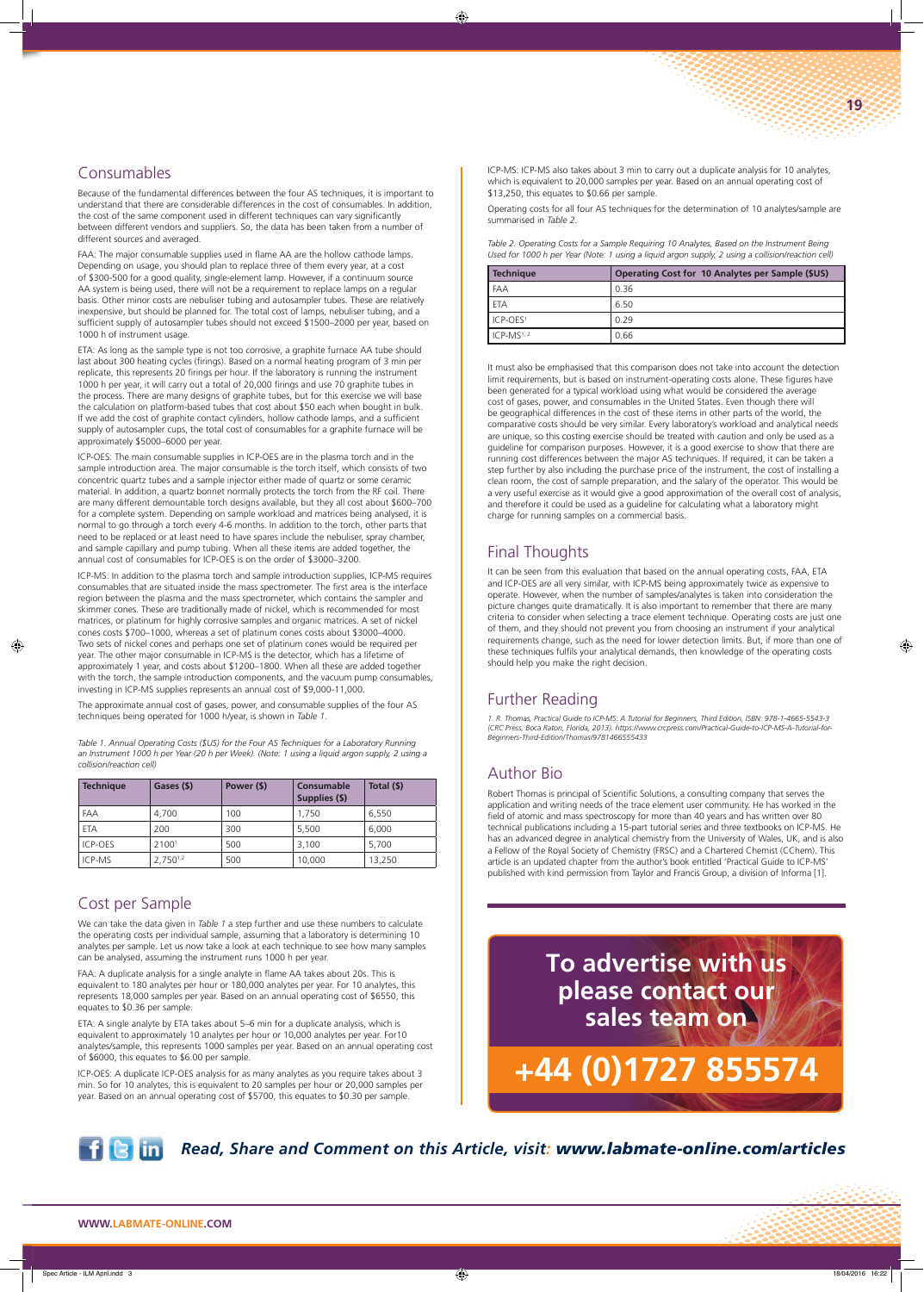## Consumables

Because of the fundamental differences between the four AS techniques, it is important to understand that there are considerable differences in the cost of consumables. In addition, the cost of the same component used in different techniques can vary significantly between different vendors and suppliers. So, the data has been taken from a number of different sources and averaged.

FAA: The major consumable supplies used in flame AA are the hollow cathode lamps. Depending on usage, you should plan to replace three of them every year, at a cost of $300-500 for a good quality, single-element lamp. However, if a continuum source AA system is being used, there will not be a requirement to replace lamps on a regular basis. Other minor costs are nebuliser tubing and autosampler tubes. These are relatively inexpensive, but should be planned for. The total cost of lamps, nebuliser tubing, and a sufficient supply of autosampler tubes should not exceed $1500–2000 per year, based on 1000 h of instrument usage.

ETA: As long as the sample type is not too corrosive, a graphite furnace AA tube should last about 300 heating cycles (firings). Based on a normal heating program of 3 min per replicate, this represents 20 firings per hour. If the laboratory is running the instrument 1000 h per year, it will carry out a total of 20,000 firings and use 70 graphite tubes in the process. There are many designs of graphite tubes, but for this exercise we will base the calculation on platform-based tubes that cost about $50 each when bought in bulk. If we add the cost of graphite contact cylinders, hollow cathode lamps, and a sufficient supply of autosampler cups, the total cost of consumables for a graphite furnace will be approximately $5000–6000 per year.

ICP-OES: The main consumable supplies in ICP-OES are in the plasma torch and in the sample introduction area. The major consumable is the torch itself, which consists of two concentric quartz tubes and a sample injector either made of quartz or some ceramic material. In addition, a quartz bonnet normally protects the torch from the RF coil. There are many different demountable torch designs available, but they all cost about $600–700 for a complete system. Depending on sample workload and matrices being analysed, it is normal to go through a torch every 4-6 months. In addition to the torch, other parts that need to be replaced or at least need to have spares include the nebuliser, spray chamber, and sample capillary and pump tubing. When all these items are added together, the annual cost of consumables for ICP-OES is on the order of $3000–3200.

ICP-MS: In addition to the plasma torch and sample introduction supplies, ICP-MS requires consumables that are situated inside the mass spectrometer. The first area is the interface region between the plasma and the mass spectrometer, which contains the sampler and skimmer cones. These are traditionally made of nickel, which is recommended for most matrices, or platinum for highly corrosive samples and organic matrices. A set of nickel cones costs $700–1000, whereas a set of platinum cones costs about $3000–4000. Two sets of nickel cones and perhaps one set of platinum cones would be required per year. The other major consumable in ICP-MS is the detector, which has a lifetime of approximately 1 year, and costs about $1200–1800. When all these are added together with the torch, the sample introduction components, and the vacuum pump consumables, investing in ICP-MS supplies represents an annual cost of $9,000-11,000.

The approximate annual cost of gases, power, and consumable supplies of the four AS techniques being operated for 1000 h/year, is shown in *Table 1*.

*Table 1. Annual Operating Costs ($US) for the Four AS Techniques for a Laboratory Running an Instrument 1000 h per Year (20 h per Week). (Note: 1 using a liquid argon supply, 2 using a collision/reaction cell)*

| Technique | Gases ($) | Power ($) | Consumable Supplies ($) | Total ($) |
|---|---|---|---|---|
| FAA | 4,700 | 100 | 1,750 | 6,550 |
| ETA | 200 | 300 | 5,500 | 6,000 |
| ICP-OES | 2100[1] | 500 | 3,100 | 5,700 |
| ICP-MS | 2,750[1,2] | 500 | 10,000 | 13,250 |

## Cost per Sample

We can take the data given in *Table 1* a step further and use these numbers to calculate the operating costs per individual sample, assuming that a laboratory is determining 10 analytes per sample. Let us now take a look at each technique to see how many samples can be analysed, assuming the instrument runs 1000 h per year.

FAA: A duplicate analysis for a single analyte in flame AA takes about 20s. This is equivalent to 180 analytes per hour or 180,000 analytes per year. For 10 analytes, this represents 18,000 samples per year. Based on an annual operating cost of $6550, this equates to $0.36 per sample.

ETA: A single analyte by ETA takes about 5–6 min for a duplicate analysis, which is equivalent to approximately 10 analytes per hour or 10,000 analytes per year. For10 analytes/sample, this represents 1000 samples per year. Based on an annual operating cost of $6000, this equates to $6.00 per sample.

ICP-OES: A duplicate ICP-OES analysis for as many analytes as you require takes about 3 min. So for 10 analytes, this is equivalent to 20 samples per hour or 20,000 samples per year. Based on an annual operating cost of $5700, this equates to $0.30 per sample.

ICP-MS: ICP-MS also takes about 3 min to carry out a duplicate analysis for 10 analytes, which is equivalent to 20,000 samples per year. Based on an annual operating cost of $13,250, this equates to $0.66 per sample.

Operating costs for all four AS techniques for the determination of 10 analytes/sample are summarised in *Table 2*.

*Table 2. Operating Costs for a Sample Requiring 10 Analytes, Based on the Instrument Being Used for 1000 h per Year (Note: 1 using a liquid argon supply, 2 using a collision/reaction cell)*

| Technique | Operating Cost for 10 Analytes per Sample ($US) |
|---|---|
| FAA | 0.36 |
| ETA | 6.50 |
| ICP-OES[1] | 0.29 |
| ICP-MS[1, 2] | 0.66 |

It must also be emphasised that this comparison does not take into account the detection limit requirements, but is based on instrument-operating costs alone. These figures have been generated for a typical workload using what would be considered the average cost of gases, power, and consumables in the United States. Even though there will be geographical differences in the cost of these items in other parts of the world, the comparative costs should be very similar. Every laboratory's workload and analytical needs are unique, so this costing exercise should be treated with caution and only be used as a guideline for comparison purposes. However, it is a good exercise to show that there are running cost differences between the major AS techniques. If required, it can be taken a step further by also including the purchase price of the instrument, the cost of installing a clean room, the cost of sample preparation, and the salary of the operator. This would be a very useful exercise as it would give a good approximation of the overall cost of analysis, and therefore it could be used as a guideline for calculating what a laboratory might charge for running samples on a commercial basis.

## Final Thoughts

It can be seen from this evaluation that based on the annual operating costs, FAA, ETA and ICP-OES are all very similar, with ICP-MS being approximately twice as expensive to operate. However, when the number of samples/analytes is taken into consideration the picture changes quite dramatically. It is also important to remember that there are many criteria to consider when selecting a trace element technique. Operating costs are just one of them, and they should not prevent you from choosing an instrument if your analytical requirements change, such as the need for lower detection limits. But, if more than one of these techniques fulfils your analytical demands, then knowledge of the operating costs should help you make the right decision.

## Further Reading

*1. R. Thomas, Practical Guide to ICP-MS: A Tutorial for Beginners, Third Edition, ISBN: 978-1-4665-5543-3 (CRC Press, Boca Raton, Florida, 2013). https://www.crcpress.com/Practical-Guide-to-ICP-MS-A-Tutorial-for-Beginners-Third-Edition/Thomas/9781466555433*

## Author Bio

Robert Thomas is principal of Scientific Solutions, a consulting company that serves the application and writing needs of the trace element user community. He has worked in the field of atomic and mass spectroscopy for more than 40 years and has written over 80 technical publications including a 15-part tutorial series and three textbooks on ICP-MS. He has an advanced degree in analytical chemistry from the University of Wales, UK, and is also a Fellow of the Royal Society of Chemistry (FRSC) and a Chartered Chemist (CChem). This article is an updated chapter from the author's book entitled 'Practical Guide to ICP-MS' published with kind permission from Taylor and Francis Group, a division of Informa [1].

**To advertise with us please contact our sales team on**

**+44 (0)1727 855574**

***Read, Share and Comment on this Article, visit: www.labmate-online.com/articles***